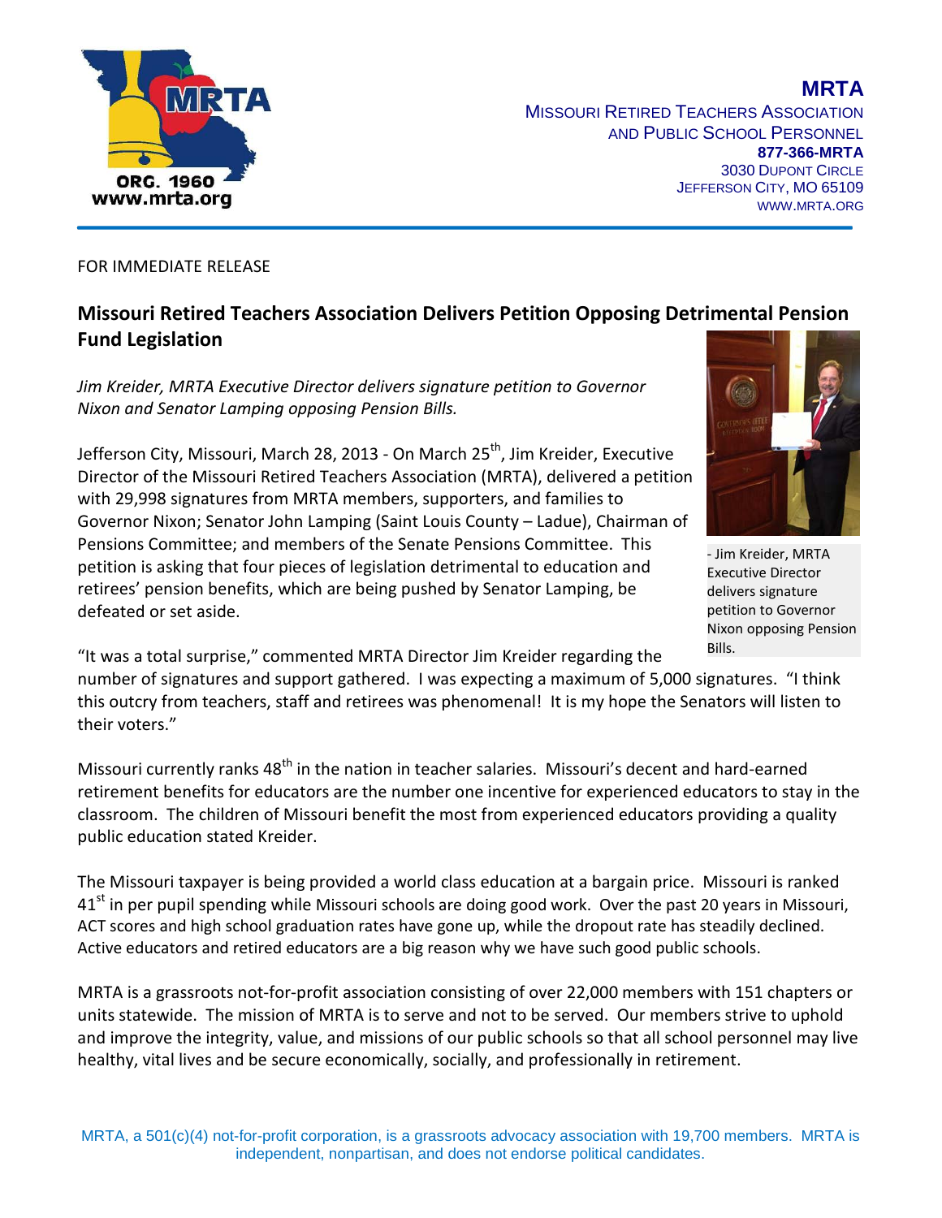**MRTA**
MISSOURI RETIRED TEACHERS ASSOCIATION
AND PUBLIC SCHOOL PERSONNEL
**877-366-MRTA**
3030 DUPONT CIRCLE
JEFFERSON CITY, MO 65109
WWW.MRTA.ORG

ORG. 1960
www.mrta.org

FOR IMMEDIATE RELEASE

## Missouri Retired Teachers Association Delivers Petition Opposing Detrimental Pension Fund Legislation

*Jim Kreider, MRTA Executive Director delivers signature petition to Governor Nixon and Senator Lamping opposing Pension Bills.*

Jefferson City, Missouri, March 28, 2013 - On March 25th, Jim Kreider, Executive Director of the Missouri Retired Teachers Association (MRTA), delivered a petition with 29,998 signatures from MRTA members, supporters, and families to Governor Nixon; Senator John Lamping (Saint Louis County – Ladue), Chairman of Pensions Committee; and members of the Senate Pensions Committee. This petition is asking that four pieces of legislation detrimental to education and retirees' pension benefits, which are being pushed by Senator Lamping, be defeated or set aside.

- Jim Kreider, MRTA Executive Director delivers signature petition to Governor Nixon opposing Pension Bills.

"It was a total surprise," commented MRTA Director Jim Kreider regarding the number of signatures and support gathered. I was expecting a maximum of 5,000 signatures. "I think this outcry from teachers, staff and retirees was phenomenal! It is my hope the Senators will listen to their voters."

Missouri currently ranks 48th in the nation in teacher salaries. Missouri's decent and hard-earned retirement benefits for educators are the number one incentive for experienced educators to stay in the classroom. The children of Missouri benefit the most from experienced educators providing a quality public education stated Kreider.

The Missouri taxpayer is being provided a world class education at a bargain price. Missouri is ranked 41st in per pupil spending while Missouri schools are doing good work. Over the past 20 years in Missouri, ACT scores and high school graduation rates have gone up, while the dropout rate has steadily declined. Active educators and retired educators are a big reason why we have such good public schools.

MRTA is a grassroots not-for-profit association consisting of over 22,000 members with 151 chapters or units statewide. The mission of MRTA is to serve and not to be served. Our members strive to uphold and improve the integrity, value, and missions of our public schools so that all school personnel may live healthy, vital lives and be secure economically, socially, and professionally in retirement.

MRTA, a 501(c)(4) not-for-profit corporation, is a grassroots advocacy association with 19,700 members. MRTA is independent, nonpartisan, and does not endorse political candidates.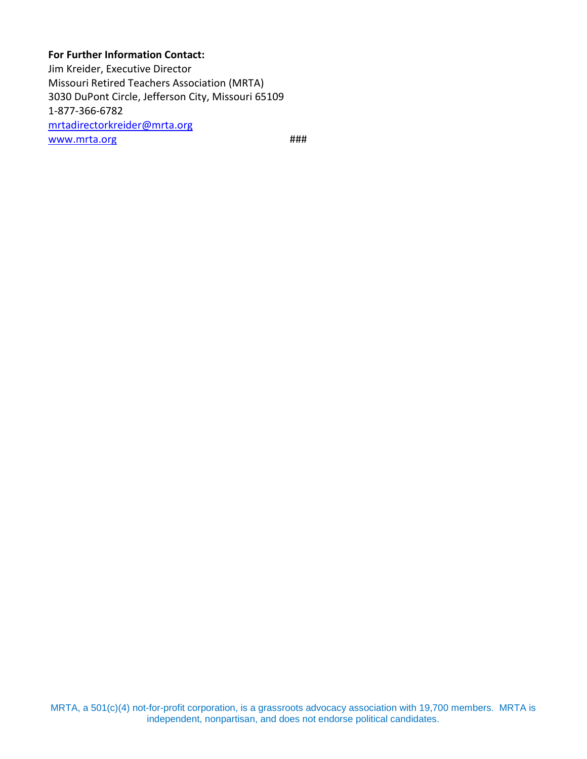**For Further Information Contact:**
Jim Kreider, Executive Director
Missouri Retired Teachers Association (MRTA)
3030 DuPont Circle, Jefferson City, Missouri 65109
1-877-366-6782
mrtadirectorkreider@mrta.org
www.mrta.org

###

MRTA, a 501(c)(4) not-for-profit corporation, is a grassroots advocacy association with 19,700 members. MRTA is independent, nonpartisan, and does not endorse political candidates.